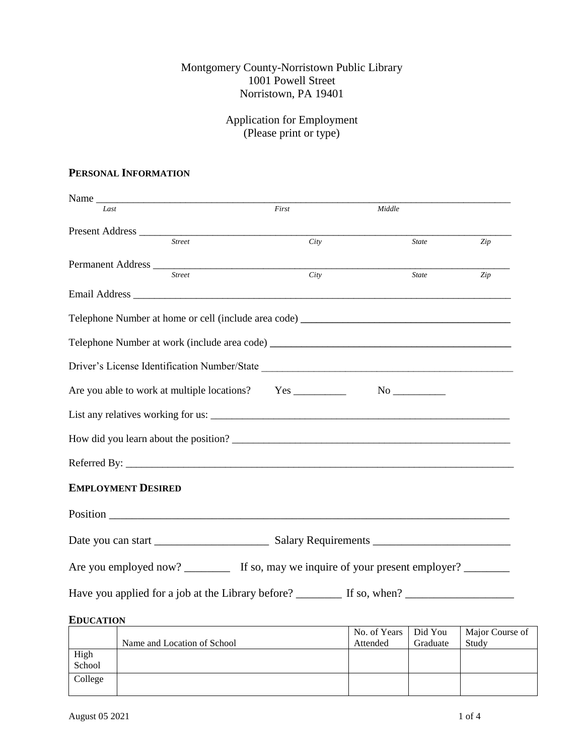Montgomery County-Norristown Public Library
1001 Powell Street
Norristown, PA 19401

Application for Employment
(Please print or type)

## PERSONAL INFORMATION

Name ____________________________________________________________________________
*Last* *First* *Middle*

Present Address ____________________________________________________________________
*Street* *City* *State* *Zip*

Permanent Address __________________________________________________________________
*Street* *City* *State* *Zip*

Email Address ______________________________________________________________________

Telephone Number at home or cell (include area code) ________________________________

Telephone Number at work (include area code) ______________________________________

Driver's License Identification Number/State _______________________________________

Are you able to work at multiple locations? Yes __________ No __________

List any relatives working for us: _______________________________________________

How did you learn about the position? ____________________________________________

Referred By: _______________________________________________________________

## EMPLOYMENT DESIRED

Position __________________________________________________________________

Date you can start ____________________ Salary Requirements ________________________

Are you employed now? ________ If so, may we inquire of your present employer? ________

Have you applied for a job at the Library before? ________ If so, when? __________________

## EDUCATION

| | Name and Location of School | No. of Years Attended | Did You Graduate | Major Course of Study |
|---|---|---|---|---|
| High School | | | | |
| College | | | | |

August 05 2021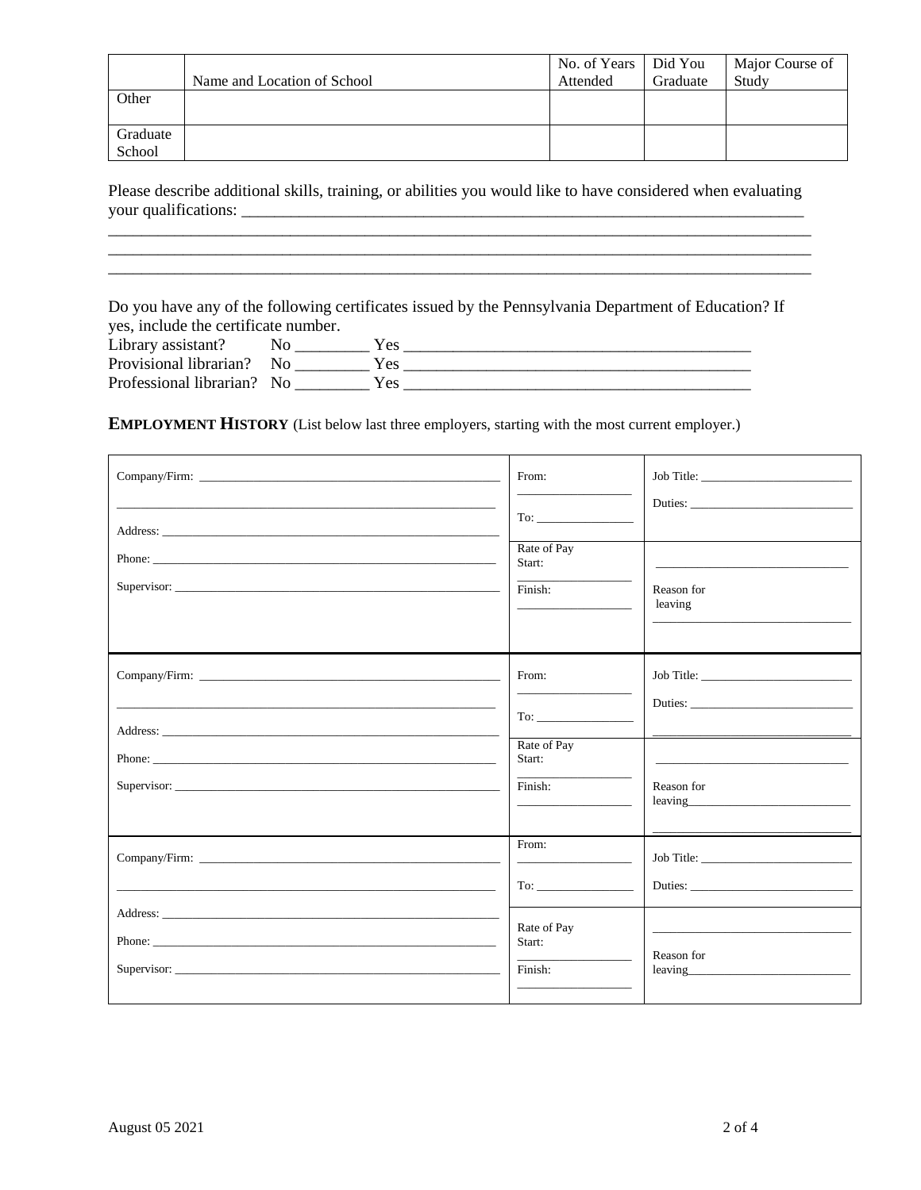| | Name and Location of School | No. of Years Attended | Did You Graduate | Major Course of Study |
|---|---|---|---|---|
| Other | | | | |
| Graduate School | | | | |

Please describe additional skills, training, or abilities you would like to have considered when evaluating your qualifications: ______________________________________________________________________

________________________________________________________________________________________

________________________________________________________________________________________

________________________________________________________________________________________

Do you have any of the following certificates issued by the Pennsylvania Department of Education? If yes, include the certificate number.

Library assistant? No _________ Yes ___________________________________________

Provisional librarian? No _________ Yes ___________________________________________

Professional librarian? No _________ Yes ___________________________________________

**EMPLOYMENT HISTORY** (List below last three employers, starting with the most current employer.)

| | | |
|---|---|---|
| Company/Firm: ______________________________<br>______________________________<br>Address: ______________________________<br>Phone: ______________________________<br>Supervisor: ______________________________ | From: ____________<br>To: ____________ | Job Title: ____________<br>Duties: ____________ |
| | Rate of Pay<br>Start: ____________<br>Finish: ____________ | ____________<br>Reason for leaving ____________ |
| Company/Firm: ______________________________<br>______________________________<br>Address: ______________________________<br>Phone: ______________________________<br>Supervisor: ______________________________ | From: ____________<br>To: ____________ | Job Title: ____________<br>Duties: ____________<br>____________ |
| | Rate of Pay<br>Start: ____________<br>Finish: ____________ | ____________<br>Reason for leaving____________<br>____________ |
| Company/Firm: ______________________________<br>______________________________<br>Address: ______________________________<br>Phone: ______________________________<br>Supervisor: ______________________________ | From: ____________<br>To: ____________ | Job Title: ____________<br>Duties: ____________ |
| | Rate of Pay<br>Start: ____________<br>Finish: ____________ | ____________<br>Reason for leaving____________ |

August 05 2021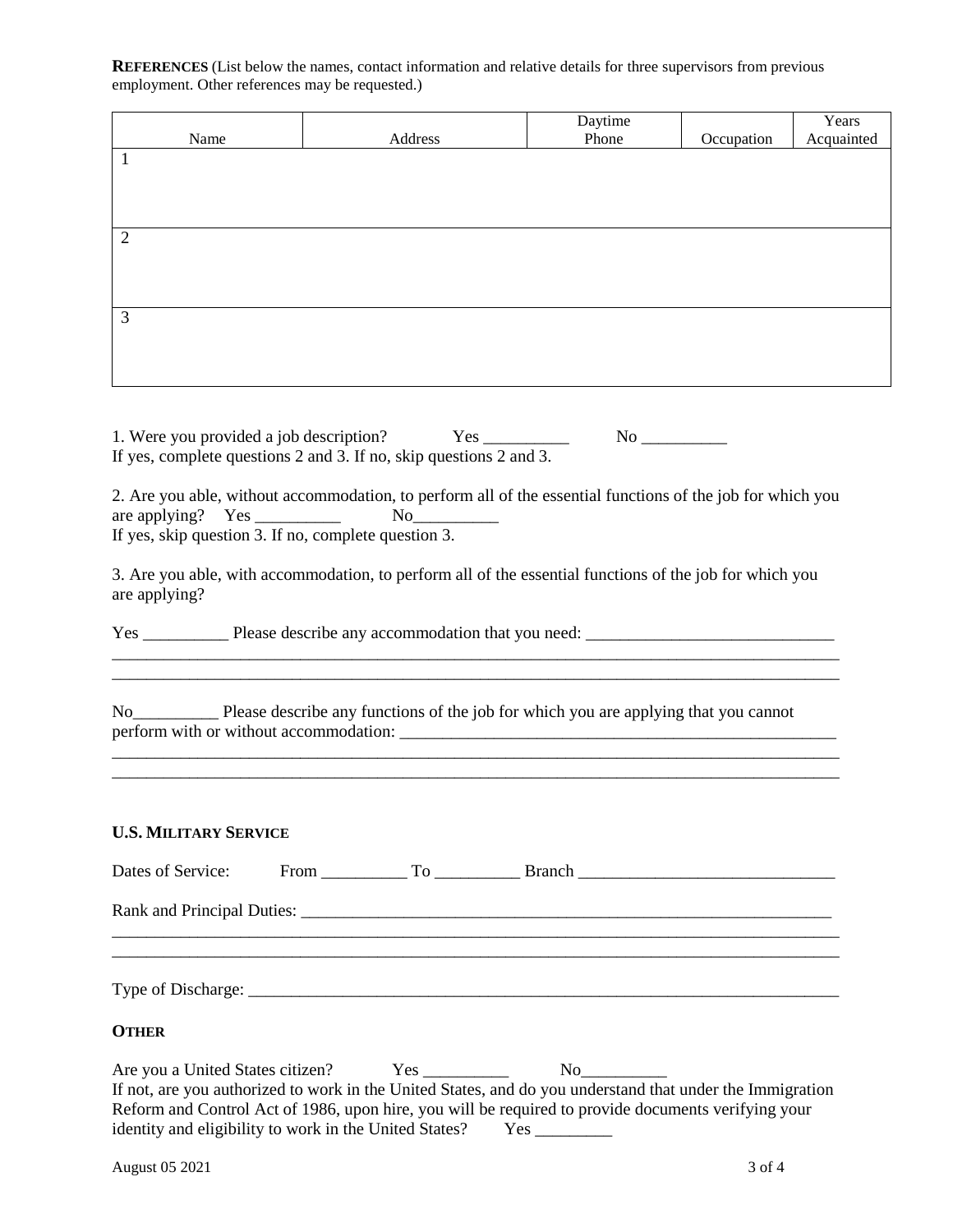**REFERENCES** (List below the names, contact information and relative details for three supervisors from previous employment. Other references may be requested.)

| Name | Address | Daytime Phone | Occupation | Years Acquainted |
|---|---|---|---|---|
| 1 | | | | |
| 2 | | | | |
| 3 | | | | |

1. Were you provided a job description? Yes __________ No __________
If yes, complete questions 2 and 3. If no, skip questions 2 and 3.

2. Are you able, without accommodation, to perform all of the essential functions of the job for which you are applying? Yes __________ No__________
If yes, skip question 3. If no, complete question 3.

3. Are you able, with accommodation, to perform all of the essential functions of the job for which you are applying?

Yes __________ Please describe any accommodation that you need: ____________________________
_____________________________________________________________________________________
_____________________________________________________________________________________

No__________ Please describe any functions of the job for which you are applying that you cannot perform with or without accommodation: ____________________________________________________
_____________________________________________________________________________________
_____________________________________________________________________________________

**U.S. MILITARY SERVICE**

Dates of Service: From __________ To __________ Branch ______________________________

Rank and Principal Duties: _________________________________________________________________
_____________________________________________________________________________________
_____________________________________________________________________________________

Type of Discharge: ___________________________________________________________________

**OTHER**

Are you a United States citizen? Yes __________ No__________
If not, are you authorized to work in the United States, and do you understand that under the Immigration Reform and Control Act of 1986, upon hire, you will be required to provide documents verifying your identity and eligibility to work in the United States? Yes _________

August 05 2021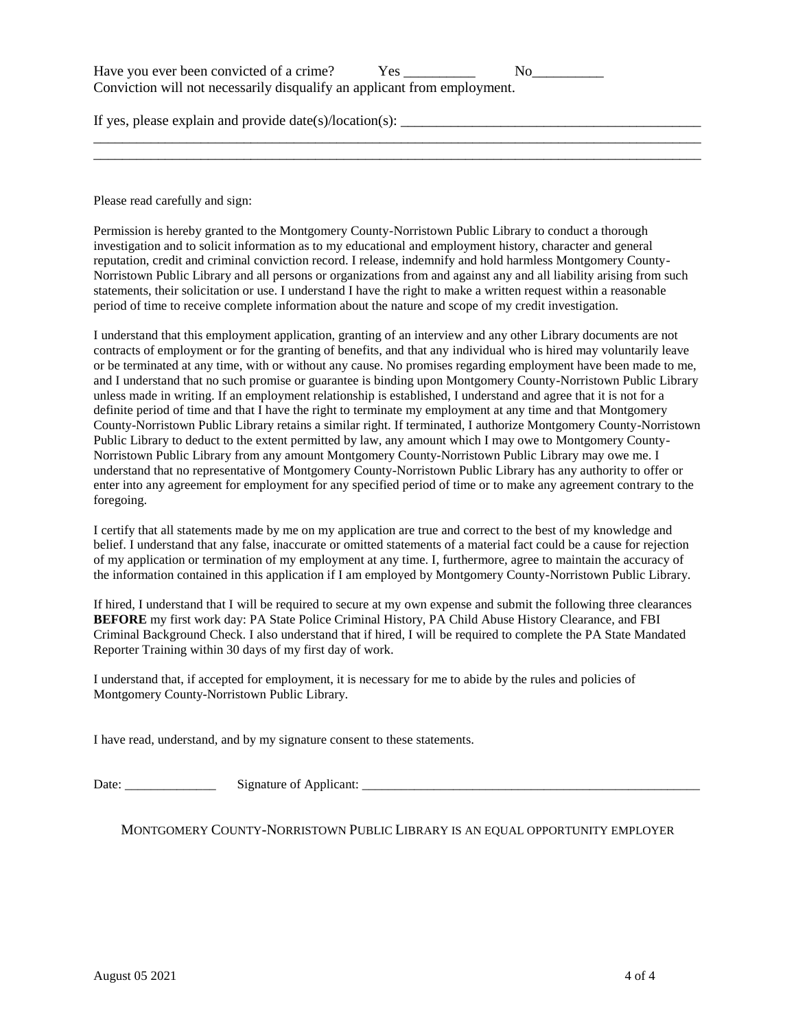Have you ever been convicted of a crime? Yes __________ No__________

Conviction will not necessarily disqualify an applicant from employment.

If yes, please explain and provide date(s)/location(s): ___________________________________________

_____________________________________________________________________________________

_____________________________________________________________________________________

Please read carefully and sign:

Permission is hereby granted to the Montgomery County-Norristown Public Library to conduct a thorough investigation and to solicit information as to my educational and employment history, character and general reputation, credit and criminal conviction record. I release, indemnify and hold harmless Montgomery County-Norristown Public Library and all persons or organizations from and against any and all liability arising from such statements, their solicitation or use. I understand I have the right to make a written request within a reasonable period of time to receive complete information about the nature and scope of my credit investigation.

I understand that this employment application, granting of an interview and any other Library documents are not contracts of employment or for the granting of benefits, and that any individual who is hired may voluntarily leave or be terminated at any time, with or without any cause. No promises regarding employment have been made to me, and I understand that no such promise or guarantee is binding upon Montgomery County-Norristown Public Library unless made in writing. If an employment relationship is established, I understand and agree that it is not for a definite period of time and that I have the right to terminate my employment at any time and that Montgomery County-Norristown Public Library retains a similar right. If terminated, I authorize Montgomery County-Norristown Public Library to deduct to the extent permitted by law, any amount which I may owe to Montgomery County-Norristown Public Library from any amount Montgomery County-Norristown Public Library may owe me. I understand that no representative of Montgomery County-Norristown Public Library has any authority to offer or enter into any agreement for employment for any specified period of time or to make any agreement contrary to the foregoing.

I certify that all statements made by me on my application are true and correct to the best of my knowledge and belief. I understand that any false, inaccurate or omitted statements of a material fact could be a cause for rejection of my application or termination of my employment at any time. I, furthermore, agree to maintain the accuracy of the information contained in this application if I am employed by Montgomery County-Norristown Public Library.

If hired, I understand that I will be required to secure at my own expense and submit the following three clearances **BEFORE** my first work day: PA State Police Criminal History, PA Child Abuse History Clearance, and FBI Criminal Background Check. I also understand that if hired, I will be required to complete the PA State Mandated Reporter Training within 30 days of my first day of work.

I understand that, if accepted for employment, it is necessary for me to abide by the rules and policies of Montgomery County-Norristown Public Library.

I have read, understand, and by my signature consent to these statements.

Date: ______________ Signature of Applicant: _______________________________________________

MONTGOMERY COUNTY-NORRISTOWN PUBLIC LIBRARY IS AN EQUAL OPPORTUNITY EMPLOYER

August 05 2021